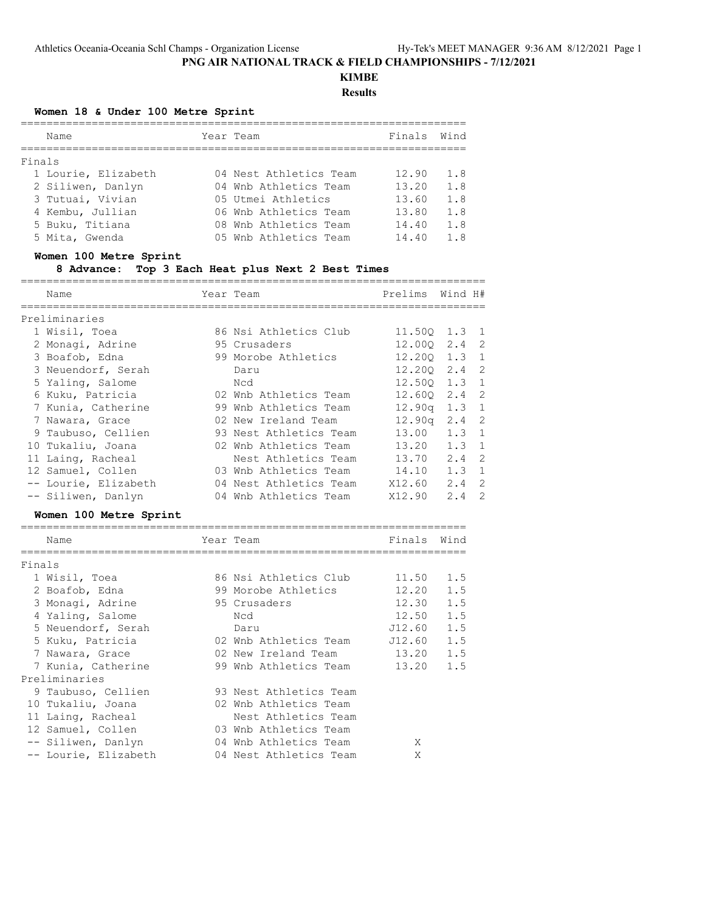# PNG AIR NATIONAL TRACK & FIELD CHAMPIONSHIPS - 7/12/2021

## KIMBE

### Results

**Women 18 & Under 100 Metre Sprint**

| | Name | Year | Team | Finals | Wind |
|---|---|---|---|---|---|
| **Finals** | | | | | |
| 1 | Lourie, Elizabeth | 04 | Nest Athletics Team | 12.90 | 1.8 |
| 2 | Siliwen, Danlyn | 04 | Wnb Athletics Team | 13.20 | 1.8 |
| 3 | Tutuai, Vivian | 05 | Utmei Athletics | 13.60 | 1.8 |
| 4 | Kembu, Jullian | 06 | Wnb Athletics Team | 13.80 | 1.8 |
| 5 | Buku, Titiana | 08 | Wnb Athletics Team | 14.40 | 1.8 |
| 5 | Mita, Gwenda | 05 | Wnb Athletics Team | 14.40 | 1.8 |

**Women 100 Metre Sprint**

**8 Advance: Top 3 Each Heat plus Next 2 Best Times**

| | Name | Year | Team | Prelims | Wind | H# |
|---|---|---|---|---|---|---|
| **Preliminaries** | | | | | | |
| 1 | Wisil, Toea | 86 | Nsi Athletics Club | 11.50Q | 1.3 | 1 |
| 2 | Monagi, Adrine | 95 | Crusaders | 12.00Q | 2.4 | 2 |
| 3 | Boafob, Edna | 99 | Morobe Athletics | 12.20Q | 1.3 | 1 |
| 3 | Neuendorf, Serah | | Daru | 12.20Q | 2.4 | 2 |
| 5 | Yaling, Salome | | Ncd | 12.50Q | 1.3 | 1 |
| 6 | Kuku, Patricia | 02 | Wnb Athletics Team | 12.60Q | 2.4 | 2 |
| 7 | Kunia, Catherine | 99 | Wnb Athletics Team | 12.90q | 1.3 | 1 |
| 7 | Nawara, Grace | 02 | New Ireland Team | 12.90q | 2.4 | 2 |
| 9 | Taubuso, Cellien | 93 | Nest Athletics Team | 13.00 | 1.3 | 1 |
| 10 | Tukaliu, Joana | 02 | Wnb Athletics Team | 13.20 | 1.3 | 1 |
| 11 | Laing, Racheal | | Nest Athletics Team | 13.70 | 2.4 | 2 |
| 12 | Samuel, Collen | 03 | Wnb Athletics Team | 14.10 | 1.3 | 1 |
| -- | Lourie, Elizabeth | 04 | Nest Athletics Team | X12.60 | 2.4 | 2 |
| -- | Siliwen, Danlyn | 04 | Wnb Athletics Team | X12.90 | 2.4 | 2 |

**Women 100 Metre Sprint**

| | Name | Year | Team | Finals | Wind |
|---|---|---|---|---|---|
| **Finals** | | | | | |
| 1 | Wisil, Toea | 86 | Nsi Athletics Club | 11.50 | 1.5 |
| 2 | Boafob, Edna | 99 | Morobe Athletics | 12.20 | 1.5 |
| 3 | Monagi, Adrine | 95 | Crusaders | 12.30 | 1.5 |
| 4 | Yaling, Salome | | Ncd | 12.50 | 1.5 |
| 5 | Neuendorf, Serah | | Daru | J12.60 | 1.5 |
| 5 | Kuku, Patricia | 02 | Wnb Athletics Team | J12.60 | 1.5 |
| 7 | Nawara, Grace | 02 | New Ireland Team | 13.20 | 1.5 |
| 7 | Kunia, Catherine | 99 | Wnb Athletics Team | 13.20 | 1.5 |
| **Preliminaries** | | | | | |
| 9 | Taubuso, Cellien | 93 | Nest Athletics Team | | |
| 10 | Tukaliu, Joana | 02 | Wnb Athletics Team | | |
| 11 | Laing, Racheal | | Nest Athletics Team | | |
| 12 | Samuel, Collen | 03 | Wnb Athletics Team | | |
| -- | Siliwen, Danlyn | 04 | Wnb Athletics Team | X | |
| -- | Lourie, Elizabeth | 04 | Nest Athletics Team | X | |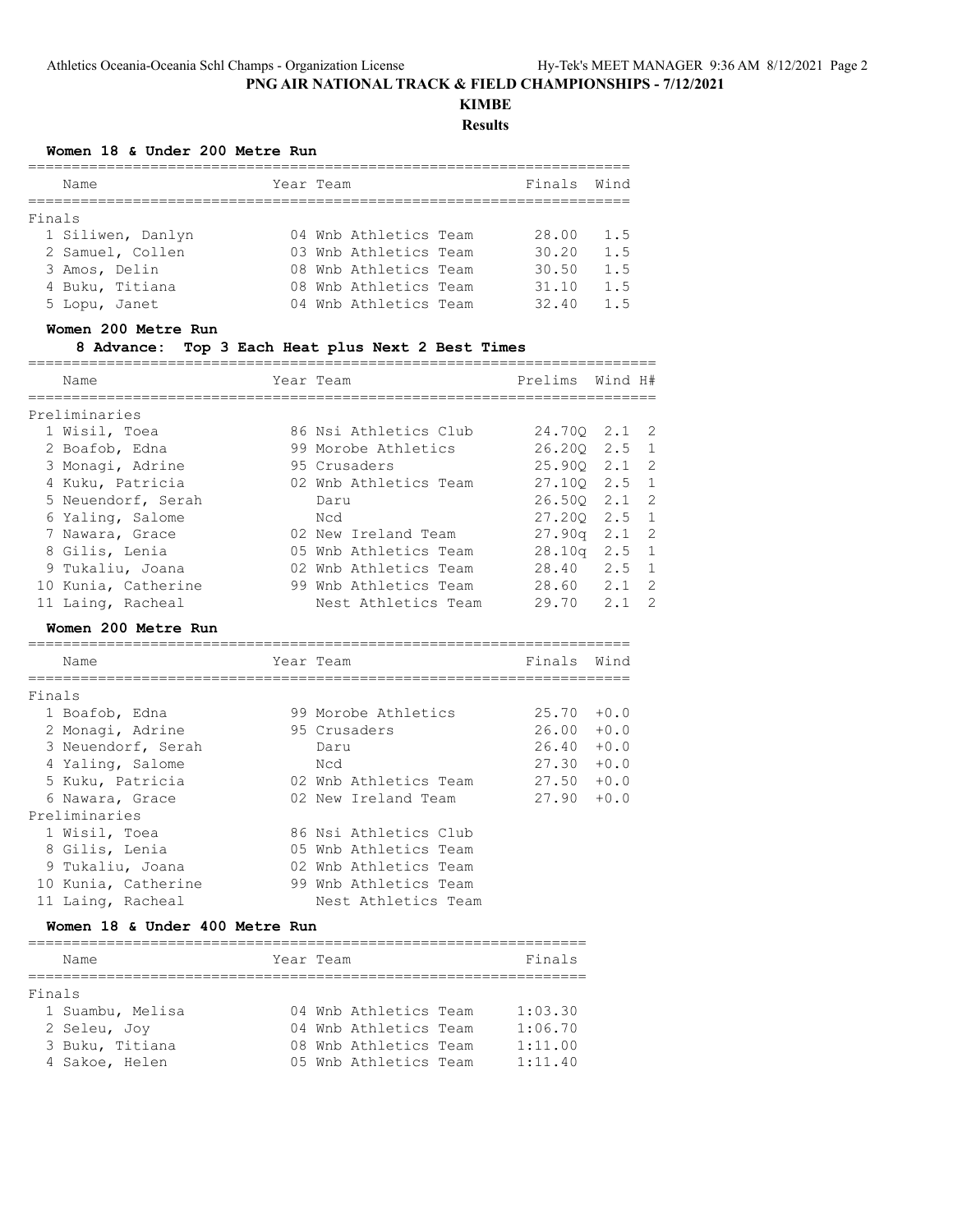# PNG AIR NATIONAL TRACK & FIELD CHAMPIONSHIPS - 7/12/2021

## KIMBE

### Results

**Women 18 & Under 200 Metre Run**

| | Name | Year | Team | Finals | Wind |
|---|---|---|---|---|---|
| **Finals** | | | | | |
| 1 | Siliwen, Danlyn | 04 | Wnb Athletics Team | 28.00 | 1.5 |
| 2 | Samuel, Collen | 03 | Wnb Athletics Team | 30.20 | 1.5 |
| 3 | Amos, Delin | 08 | Wnb Athletics Team | 30.50 | 1.5 |
| 4 | Buku, Titiana | 08 | Wnb Athletics Team | 31.10 | 1.5 |
| 5 | Lopu, Janet | 04 | Wnb Athletics Team | 32.40 | 1.5 |

**Women 200 Metre Run**

8 Advance: Top 3 Each Heat plus Next 2 Best Times

| | Name | Year | Team | Prelims | Wind | H# |
|---|---|---|---|---|---|---|
| **Preliminaries** | | | | | | |
| 1 | Wisil, Toea | 86 | Nsi Athletics Club | 24.70Q | 2.1 | 2 |
| 2 | Boafob, Edna | 99 | Morobe Athletics | 26.20Q | 2.5 | 1 |
| 3 | Monagi, Adrine | 95 | Crusaders | 25.90Q | 2.1 | 2 |
| 4 | Kuku, Patricia | 02 | Wnb Athletics Team | 27.10Q | 2.5 | 1 |
| 5 | Neuendorf, Serah | | Daru | 26.50Q | 2.1 | 2 |
| 6 | Yaling, Salome | | Ncd | 27.20Q | 2.5 | 1 |
| 7 | Nawara, Grace | 02 | New Ireland Team | 27.90q | 2.1 | 2 |
| 8 | Gilis, Lenia | 05 | Wnb Athletics Team | 28.10q | 2.5 | 1 |
| 9 | Tukaliu, Joana | 02 | Wnb Athletics Team | 28.40 | 2.5 | 1 |
| 10 | Kunia, Catherine | 99 | Wnb Athletics Team | 28.60 | 2.1 | 2 |
| 11 | Laing, Racheal | | Nest Athletics Team | 29.70 | 2.1 | 2 |

**Women 200 Metre Run**

| | Name | Year | Team | Finals | Wind |
|---|---|---|---|---|---|
| **Finals** | | | | | |
| 1 | Boafob, Edna | 99 | Morobe Athletics | 25.70 | +0.0 |
| 2 | Monagi, Adrine | 95 | Crusaders | 26.00 | +0.0 |
| 3 | Neuendorf, Serah | | Daru | 26.40 | +0.0 |
| 4 | Yaling, Salome | | Ncd | 27.30 | +0.0 |
| 5 | Kuku, Patricia | 02 | Wnb Athletics Team | 27.50 | +0.0 |
| 6 | Nawara, Grace | 02 | New Ireland Team | 27.90 | +0.0 |
| **Preliminaries** | | | | | |
| 1 | Wisil, Toea | 86 | Nsi Athletics Club | | |
| 8 | Gilis, Lenia | 05 | Wnb Athletics Team | | |
| 9 | Tukaliu, Joana | 02 | Wnb Athletics Team | | |
| 10 | Kunia, Catherine | 99 | Wnb Athletics Team | | |
| 11 | Laing, Racheal | | Nest Athletics Team | | |

**Women 18 & Under 400 Metre Run**

| | Name | Year | Team | Finals |
|---|---|---|---|---|
| **Finals** | | | | |
| 1 | Suambu, Melisa | 04 | Wnb Athletics Team | 1:03.30 |
| 2 | Seleu, Joy | 04 | Wnb Athletics Team | 1:06.70 |
| 3 | Buku, Titiana | 08 | Wnb Athletics Team | 1:11.00 |
| 4 | Sakoe, Helen | 05 | Wnb Athletics Team | 1:11.40 |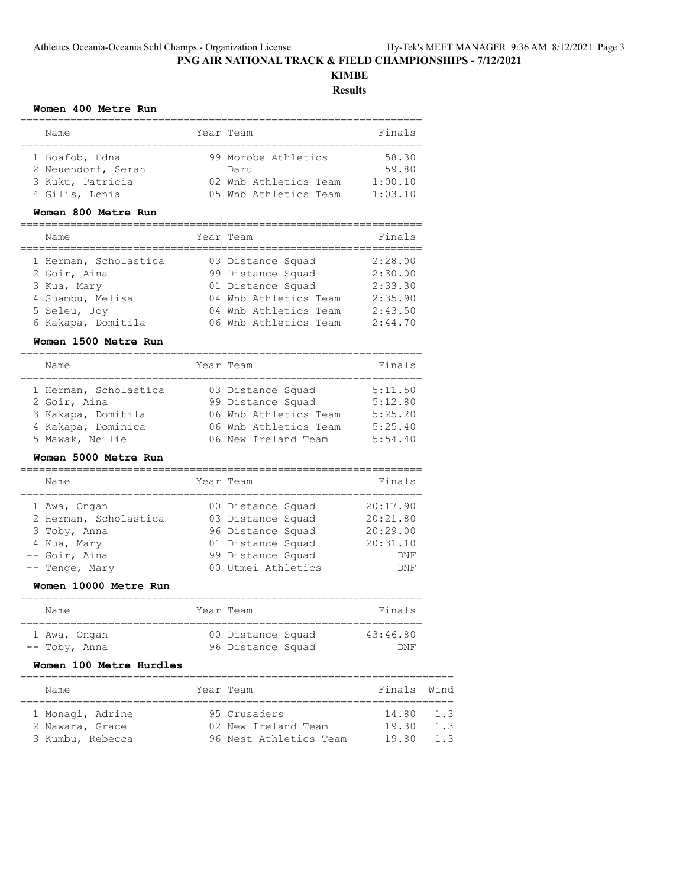# PNG AIR NATIONAL TRACK & FIELD CHAMPIONSHIPS - 7/12/2021

## KIMBE

### Results

#### Women 400 Metre Run

| | Name | Year | Team | Finals |
|---|---|---|---|---|
| 1 | Boafob, Edna | 99 | Morobe Athletics | 58.30 |
| 2 | Neuendorf, Serah | | Daru | 59.80 |
| 3 | Kuku, Patricia | 02 | Wnb Athletics Team | 1:00.10 |
| 4 | Gilis, Lenia | 05 | Wnb Athletics Team | 1:03.10 |

#### Women 800 Metre Run

| | Name | Year | Team | Finals |
|---|---|---|---|---|
| 1 | Herman, Scholastica | 03 | Distance Squad | 2:28.00 |
| 2 | Goir, Aina | 99 | Distance Squad | 2:30.00 |
| 3 | Kua, Mary | 01 | Distance Squad | 2:33.30 |
| 4 | Suambu, Melisa | 04 | Wnb Athletics Team | 2:35.90 |
| 5 | Seleu, Joy | 04 | Wnb Athletics Team | 2:43.50 |
| 6 | Kakapa, Domitila | 06 | Wnb Athletics Team | 2:44.70 |

#### Women 1500 Metre Run

| | Name | Year | Team | Finals |
|---|---|---|---|---|
| 1 | Herman, Scholastica | 03 | Distance Squad | 5:11.50 |
| 2 | Goir, Aina | 99 | Distance Squad | 5:12.80 |
| 3 | Kakapa, Domitila | 06 | Wnb Athletics Team | 5:25.20 |
| 4 | Kakapa, Dominica | 06 | Wnb Athletics Team | 5:25.40 |
| 5 | Mawak, Nellie | 06 | New Ireland Team | 5:54.40 |

#### Women 5000 Metre Run

| | Name | Year | Team | Finals |
|---|---|---|---|---|
| 1 | Awa, Ongan | 00 | Distance Squad | 20:17.90 |
| 2 | Herman, Scholastica | 03 | Distance Squad | 20:21.80 |
| 3 | Toby, Anna | 96 | Distance Squad | 20:29.00 |
| 4 | Kua, Mary | 01 | Distance Squad | 20:31.10 |
| -- | Goir, Aina | 99 | Distance Squad | DNF |
| -- | Tenge, Mary | 00 | Utmei Athletics | DNF |

#### Women 10000 Metre Run

| | Name | Year | Team | Finals |
|---|---|---|---|---|
| 1 | Awa, Ongan | 00 | Distance Squad | 43:46.80 |
| -- | Toby, Anna | 96 | Distance Squad | DNF |

#### Women 100 Metre Hurdles

| | Name | Year | Team | Finals | Wind |
|---|---|---|---|---|---|
| 1 | Monagi, Adrine | 95 | Crusaders | 14.80 | 1.3 |
| 2 | Nawara, Grace | 02 | New Ireland Team | 19.30 | 1.3 |
| 3 | Kumbu, Rebecca | 96 | Nest Athletics Team | 19.80 | 1.3 |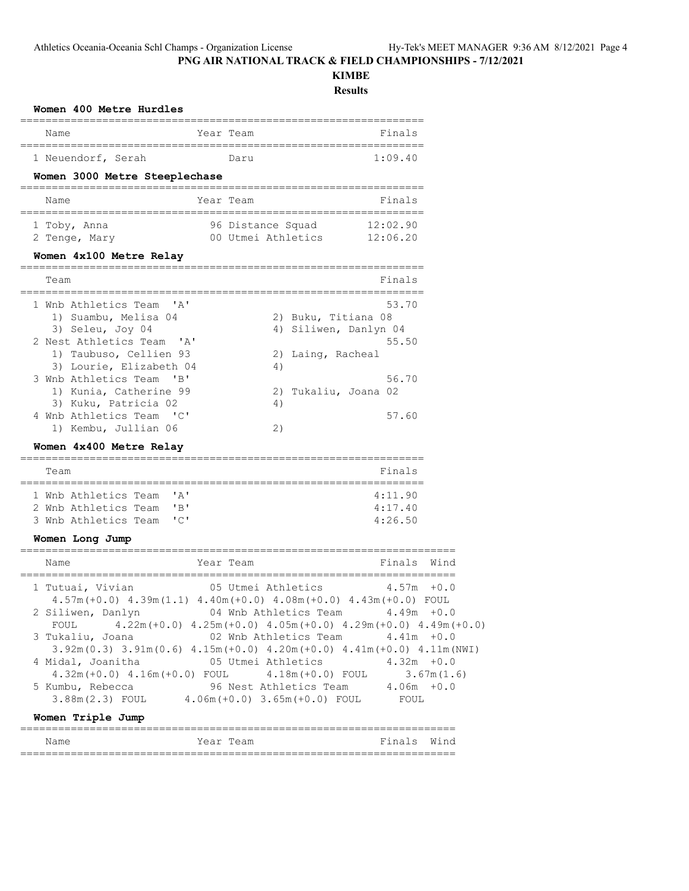PNG AIR NATIONAL TRACK & FIELD CHAMPIONSHIPS - 7/12/2021

**KIMBE**

**Results**

### Women 400 Metre Hurdles

| | Name | Year | Team | Finals |
|---|---|---|---|---|
| 1 | Neuendorf, Serah | | Daru | 1:09.40 |

### Women 3000 Metre Steeplechase

| | Name | Year | Team | Finals |
|---|---|---|---|---|
| 1 | Toby, Anna | 96 | Distance Squad | 12:02.90 |
| 2 | Tenge, Mary | 00 | Utmei Athletics | 12:06.20 |

### Women 4x100 Metre Relay

| | Team | Finals |
|---|---|---|
| 1 | Wnb Athletics Team 'A' | 53.70 |
| | 1) Suambu, Melisa 04; 2) Buku, Titiana 08; 3) Seleu, Joy 04; 4) Siliwen, Danlyn 04 | |
| 2 | Nest Athletics Team 'A' | 55.50 |
| | 1) Taubuso, Cellien 93; 2) Laing, Racheal; 3) Lourie, Elizabeth 04; 4) | |
| 3 | Wnb Athletics Team 'B' | 56.70 |
| | 1) Kunia, Catherine 99; 2) Tukaliu, Joana 02; 3) Kuku, Patricia 02; 4) | |
| 4 | Wnb Athletics Team 'C' | 57.60 |
| | 1) Kembu, Jullian 06; 2) | |

### Women 4x400 Metre Relay

| | Team | Finals |
|---|---|---|
| 1 | Wnb Athletics Team 'A' | 4:11.90 |
| 2 | Wnb Athletics Team 'B' | 4:17.40 |
| 3 | Wnb Athletics Team 'C' | 4:26.50 |

### Women Long Jump

| | Name | Year | Team | Finals | Wind |
|---|---|---|---|---|---|
| 1 | Tutuai, Vivian | 05 | Utmei Athletics | 4.57m | +0.0 |
| | 4.57m(+0.0) 4.39m(1.1) 4.40m(+0.0) 4.08m(+0.0) 4.43m(+0.0) FOUL | | | | |
| 2 | Siliwen, Danlyn | 04 | Wnb Athletics Team | 4.49m | +0.0 |
| | FOUL 4.22m(+0.0) 4.25m(+0.0) 4.05m(+0.0) 4.29m(+0.0) 4.49m(+0.0) | | | | |
| 3 | Tukaliu, Joana | 02 | Wnb Athletics Team | 4.41m | +0.0 |
| | 3.92m(0.3) 3.91m(0.6) 4.15m(+0.0) 4.20m(+0.0) 4.41m(+0.0) 4.11m(NWI) | | | | |
| 4 | Midal, Joanitha | 05 | Utmei Athletics | 4.32m | +0.0 |
| | 4.32m(+0.0) 4.16m(+0.0) FOUL 4.18m(+0.0) FOUL 3.67m(1.6) | | | | |
| 5 | Kumbu, Rebecca | 96 | Nest Athletics Team | 4.06m | +0.0 |
| | 3.88m(2.3) FOUL 4.06m(+0.0) 3.65m(+0.0) FOUL FOUL | | | | |

### Women Triple Jump

| Name | Year | Team | Finals | Wind |
|---|---|---|---|---|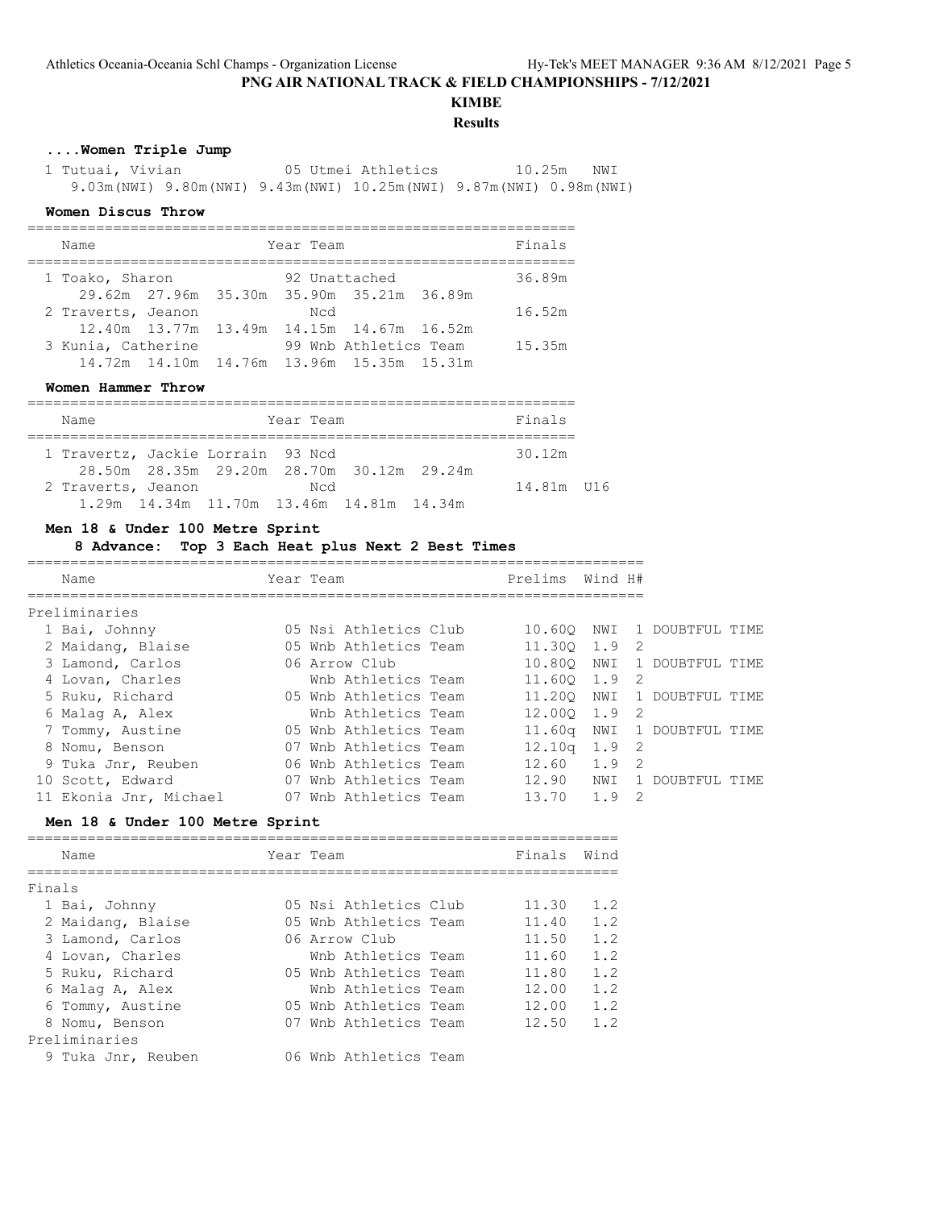# PNG AIR NATIONAL TRACK & FIELD CHAMPIONSHIPS - 7/12/2021

## KIMBE

### Results

#### ....Women Triple Jump

| Place | Name | Year | Team | Finals | Wind |
|---|---|---|---|---|---|
| 1 | Tutuai, Vivian | 05 | Utmei Athletics | 10.25m | NWI |
| | 9.03m(NWI) 9.80m(NWI) 9.43m(NWI) 10.25m(NWI) 9.87m(NWI) 0.98m(NWI) | | | | |

#### Women Discus Throw

| Place | Name | Year | Team | Finals |
|---|---|---|---|---|
| 1 | Toako, Sharon | 92 | Unattached | 36.89m |
| | 29.62m 27.96m 35.30m 35.90m 35.21m 36.89m | | | |
| 2 | Traverts, Jeanon | | Ncd | 16.52m |
| | 12.40m 13.77m 13.49m 14.15m 14.67m 16.52m | | | |
| 3 | Kunia, Catherine | 99 | Wnb Athletics Team | 15.35m |
| | 14.72m 14.10m 14.76m 13.96m 15.35m 15.31m | | | |

#### Women Hammer Throw

| Place | Name | Year | Team | Finals | |
|---|---|---|---|---|---|
| 1 | Travertz, Jackie Lorrain | 93 | Ncd | 30.12m | |
| | 28.50m 28.35m 29.20m 28.70m 30.12m 29.24m | | | | |
| 2 | Traverts, Jeanon | | Ncd | 14.81m | U16 |
| | 1.29m 14.34m 11.70m 13.46m 14.81m 14.34m | | | | |

#### Men 18 & Under 100 Metre Sprint

8 Advance: Top 3 Each Heat plus Next 2 Best Times

| Place | Name | Year | Team | Prelims | Wind | H# | |
|---|---|---|---|---|---|---|---|
| **Preliminaries** | | | | | | | |
| 1 | Bai, Johnny | 05 | Nsi Athletics Club | 10.60Q | NWI | 1 | DOUBTFUL TIME |
| 2 | Maidang, Blaise | 05 | Wnb Athletics Team | 11.30Q | 1.9 | 2 | |
| 3 | Lamond, Carlos | 06 | Arrow Club | 10.80Q | NWI | 1 | DOUBTFUL TIME |
| 4 | Lovan, Charles | | Wnb Athletics Team | 11.60Q | 1.9 | 2 | |
| 5 | Ruku, Richard | 05 | Wnb Athletics Team | 11.20Q | NWI | 1 | DOUBTFUL TIME |
| 6 | Malag A, Alex | | Wnb Athletics Team | 12.00Q | 1.9 | 2 | |
| 7 | Tommy, Austine | 05 | Wnb Athletics Team | 11.60q | NWI | 1 | DOUBTFUL TIME |
| 8 | Nomu, Benson | 07 | Wnb Athletics Team | 12.10q | 1.9 | 2 | |
| 9 | Tuka Jnr, Reuben | 06 | Wnb Athletics Team | 12.60 | 1.9 | 2 | |
| 10 | Scott, Edward | 07 | Wnb Athletics Team | 12.90 | NWI | 1 | DOUBTFUL TIME |
| 11 | Ekonia Jnr, Michael | 07 | Wnb Athletics Team | 13.70 | 1.9 | 2 | |

#### Men 18 & Under 100 Metre Sprint

| Place | Name | Year | Team | Finals | Wind |
|---|---|---|---|---|---|
| **Finals** | | | | | |
| 1 | Bai, Johnny | 05 | Nsi Athletics Club | 11.30 | 1.2 |
| 2 | Maidang, Blaise | 05 | Wnb Athletics Team | 11.40 | 1.2 |
| 3 | Lamond, Carlos | 06 | Arrow Club | 11.50 | 1.2 |
| 4 | Lovan, Charles | | Wnb Athletics Team | 11.60 | 1.2 |
| 5 | Ruku, Richard | 05 | Wnb Athletics Team | 11.80 | 1.2 |
| 6 | Malag A, Alex | | Wnb Athletics Team | 12.00 | 1.2 |
| 6 | Tommy, Austine | 05 | Wnb Athletics Team | 12.00 | 1.2 |
| 8 | Nomu, Benson | 07 | Wnb Athletics Team | 12.50 | 1.2 |
| **Preliminaries** | | | | | |
| 9 | Tuka Jnr, Reuben | 06 | Wnb Athletics Team | | |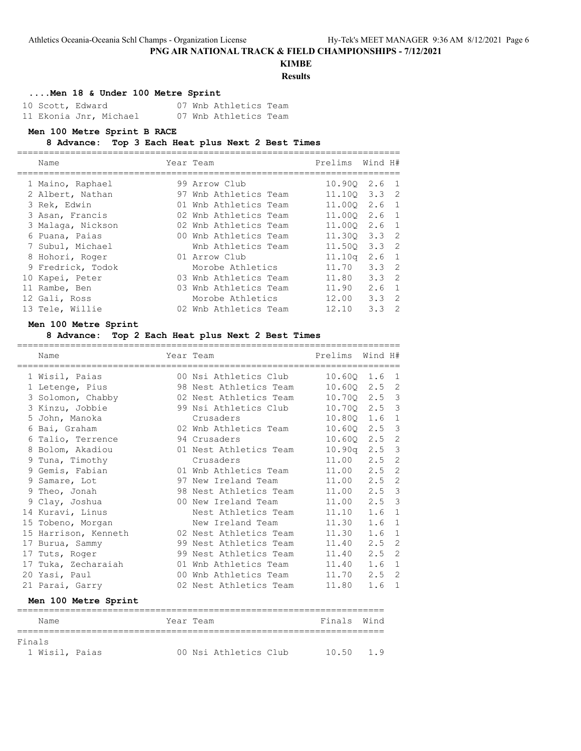## PNG AIR NATIONAL TRACK & FIELD CHAMPIONSHIPS - 7/12/2021

### KIMBE

**Results**

**....Men 18 & Under 100 Metre Sprint**

| Place | Name | Year | Team |
|---|---|---|---|
| 10 | Scott, Edward | 07 | Wnb Athletics Team |
| 11 | Ekonia Jnr, Michael | 07 | Wnb Athletics Team |

**Men 100 Metre Sprint B RACE**

**8 Advance: Top 3 Each Heat plus Next 2 Best Times**

| Place | Name | Year | Team | Prelims | Wind | H# |
|---|---|---|---|---|---|---|
| 1 | Maino, Raphael | 99 | Arrow Club | 10.90Q | 2.6 | 1 |
| 2 | Albert, Nathan | 97 | Wnb Athletics Team | 11.10Q | 3.3 | 2 |
| 3 | Rek, Edwin | 01 | Wnb Athletics Team | 11.00Q | 2.6 | 1 |
| 3 | Asan, Francis | 02 | Wnb Athletics Team | 11.00Q | 2.6 | 1 |
| 3 | Malaga, Nickson | 02 | Wnb Athletics Team | 11.00Q | 2.6 | 1 |
| 6 | Puana, Paias | 00 | Wnb Athletics Team | 11.30Q | 3.3 | 2 |
| 7 | Subul, Michael | | Wnb Athletics Team | 11.50Q | 3.3 | 2 |
| 8 | Hohori, Roger | 01 | Arrow Club | 11.10q | 2.6 | 1 |
| 9 | Fredrick, Todok | | Morobe Athletics | 11.70 | 3.3 | 2 |
| 10 | Kapei, Peter | 03 | Wnb Athletics Team | 11.80 | 3.3 | 2 |
| 11 | Rambe, Ben | 03 | Wnb Athletics Team | 11.90 | 2.6 | 1 |
| 12 | Gali, Ross | | Morobe Athletics | 12.00 | 3.3 | 2 |
| 13 | Tele, Willie | 02 | Wnb Athletics Team | 12.10 | 3.3 | 2 |

**Men 100 Metre Sprint**

**8 Advance: Top 2 Each Heat plus Next 2 Best Times**

| Place | Name | Year | Team | Prelims | Wind | H# |
|---|---|---|---|---|---|---|
| 1 | Wisil, Paias | 00 | Nsi Athletics Club | 10.60Q | 1.6 | 1 |
| 1 | Letenge, Pius | 98 | Nest Athletics Team | 10.60Q | 2.5 | 2 |
| 3 | Solomon, Chabby | 02 | Nest Athletics Team | 10.70Q | 2.5 | 3 |
| 3 | Kinzu, Jobbie | 99 | Nsi Athletics Club | 10.70Q | 2.5 | 3 |
| 5 | John, Manoka | | Crusaders | 10.80Q | 1.6 | 1 |
| 6 | Bai, Graham | 02 | Wnb Athletics Team | 10.60Q | 2.5 | 3 |
| 6 | Talio, Terrence | 94 | Crusaders | 10.60Q | 2.5 | 2 |
| 8 | Bolom, Akadiou | 01 | Nest Athletics Team | 10.90q | 2.5 | 3 |
| 9 | Tuna, Timothy | | Crusaders | 11.00 | 2.5 | 2 |
| 9 | Gemis, Fabian | 01 | Wnb Athletics Team | 11.00 | 2.5 | 2 |
| 9 | Samare, Lot | 97 | New Ireland Team | 11.00 | 2.5 | 2 |
| 9 | Theo, Jonah | 98 | Nest Athletics Team | 11.00 | 2.5 | 3 |
| 9 | Clay, Joshua | 00 | New Ireland Team | 11.00 | 2.5 | 3 |
| 14 | Kuravi, Linus | | Nest Athletics Team | 11.10 | 1.6 | 1 |
| 15 | Tobeno, Morgan | | New Ireland Team | 11.30 | 1.6 | 1 |
| 15 | Harrison, Kenneth | 02 | Nest Athletics Team | 11.30 | 1.6 | 1 |
| 17 | Burua, Sammy | 99 | Nest Athletics Team | 11.40 | 2.5 | 2 |
| 17 | Tuts, Roger | 99 | Nest Athletics Team | 11.40 | 2.5 | 2 |
| 17 | Tuka, Zecharaiah | 01 | Wnb Athletics Team | 11.40 | 1.6 | 1 |
| 20 | Yasi, Paul | 00 | Wnb Athletics Team | 11.70 | 2.5 | 2 |
| 21 | Parai, Garry | 02 | Nest Athletics Team | 11.80 | 1.6 | 1 |

**Men 100 Metre Sprint**

Finals

| Place | Name | Year | Team | Finals | Wind |
|---|---|---|---|---|---|
| 1 | Wisil, Paias | 00 | Nsi Athletics Club | 10.50 | 1.9 |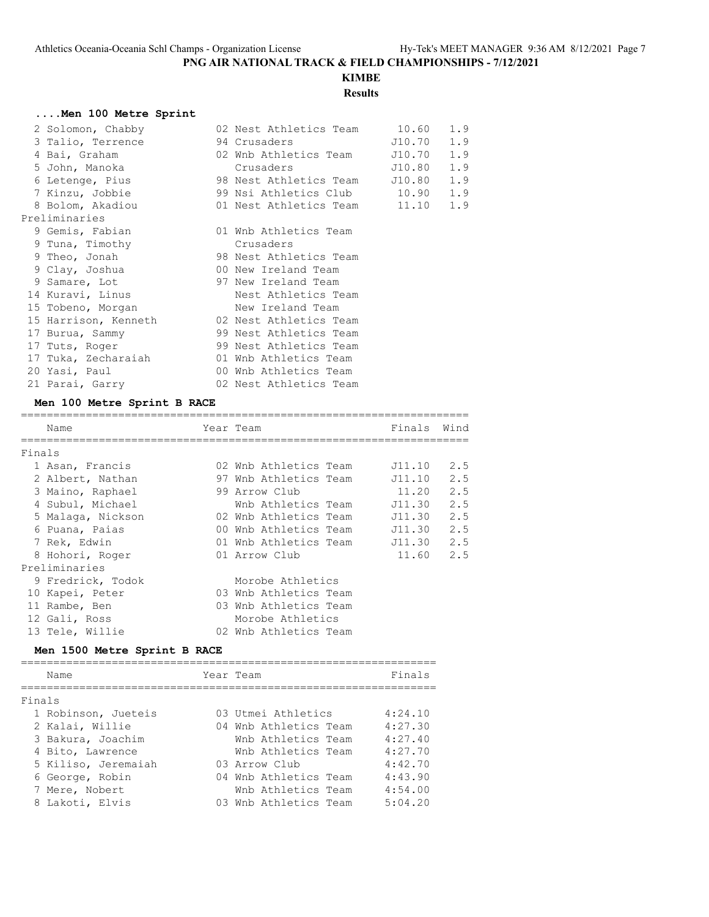# PNG AIR NATIONAL TRACK & FIELD CHAMPIONSHIPS - 7/12/2021

## KIMBE

### Results

#### ....Men 100 Metre Sprint

| Place | Name | Year | Team | Finals | Wind |
|---|---|---|---|---|---|
| 2 | Solomon, Chabby | 02 | Nest Athletics Team | 10.60 | 1.9 |
| 3 | Talio, Terrence | 94 | Crusaders | J10.70 | 1.9 |
| 4 | Bai, Graham | 02 | Wnb Athletics Team | J10.70 | 1.9 |
| 5 | John, Manoka | | Crusaders | J10.80 | 1.9 |
| 6 | Letenge, Pius | 98 | Nest Athletics Team | J10.80 | 1.9 |
| 7 | Kinzu, Jobbie | 99 | Nsi Athletics Club | 10.90 | 1.9 |
| 8 | Bolom, Akadiou | 01 | Nest Athletics Team | 11.10 | 1.9 |
| **Preliminaries** | | | | | |
| 9 | Gemis, Fabian | 01 | Wnb Athletics Team | | |
| 9 | Tuna, Timothy | | Crusaders | | |
| 9 | Theo, Jonah | 98 | Nest Athletics Team | | |
| 9 | Clay, Joshua | 00 | New Ireland Team | | |
| 9 | Samare, Lot | 97 | New Ireland Team | | |
| 14 | Kuravi, Linus | | Nest Athletics Team | | |
| 15 | Tobeno, Morgan | | New Ireland Team | | |
| 15 | Harrison, Kenneth | 02 | Nest Athletics Team | | |
| 17 | Burua, Sammy | 99 | Nest Athletics Team | | |
| 17 | Tuts, Roger | 99 | Nest Athletics Team | | |
| 17 | Tuka, Zecharaiah | 01 | Wnb Athletics Team | | |
| 20 | Yasi, Paul | 00 | Wnb Athletics Team | | |
| 21 | Parai, Garry | 02 | Nest Athletics Team | | |

#### Men 100 Metre Sprint B RACE

| Place | Name | Year | Team | Finals | Wind |
|---|---|---|---|---|---|
| **Finals** | | | | | |
| 1 | Asan, Francis | 02 | Wnb Athletics Team | J11.10 | 2.5 |
| 2 | Albert, Nathan | 97 | Wnb Athletics Team | J11.10 | 2.5 |
| 3 | Maino, Raphael | 99 | Arrow Club | 11.20 | 2.5 |
| 4 | Subul, Michael | | Wnb Athletics Team | J11.30 | 2.5 |
| 5 | Malaga, Nickson | 02 | Wnb Athletics Team | J11.30 | 2.5 |
| 6 | Puana, Paias | 00 | Wnb Athletics Team | J11.30 | 2.5 |
| 7 | Rek, Edwin | 01 | Wnb Athletics Team | J11.30 | 2.5 |
| 8 | Hohori, Roger | 01 | Arrow Club | 11.60 | 2.5 |
| **Preliminaries** | | | | | |
| 9 | Fredrick, Todok | | Morobe Athletics | | |
| 10 | Kapei, Peter | 03 | Wnb Athletics Team | | |
| 11 | Rambe, Ben | 03 | Wnb Athletics Team | | |
| 12 | Gali, Ross | | Morobe Athletics | | |
| 13 | Tele, Willie | 02 | Wnb Athletics Team | | |

#### Men 1500 Metre Sprint B RACE

| Place | Name | Year | Team | Finals |
|---|---|---|---|---|
| **Finals** | | | | |
| 1 | Robinson, Jueteis | 03 | Utmei Athletics | 4:24.10 |
| 2 | Kalai, Willie | 04 | Wnb Athletics Team | 4:27.30 |
| 3 | Bakura, Joachim | | Wnb Athletics Team | 4:27.40 |
| 4 | Bito, Lawrence | | Wnb Athletics Team | 4:27.70 |
| 5 | Kiliso, Jeremaiah | 03 | Arrow Club | 4:42.70 |
| 6 | George, Robin | 04 | Wnb Athletics Team | 4:43.90 |
| 7 | Mere, Nobert | | Wnb Athletics Team | 4:54.00 |
| 8 | Lakoti, Elvis | 03 | Wnb Athletics Team | 5:04.20 |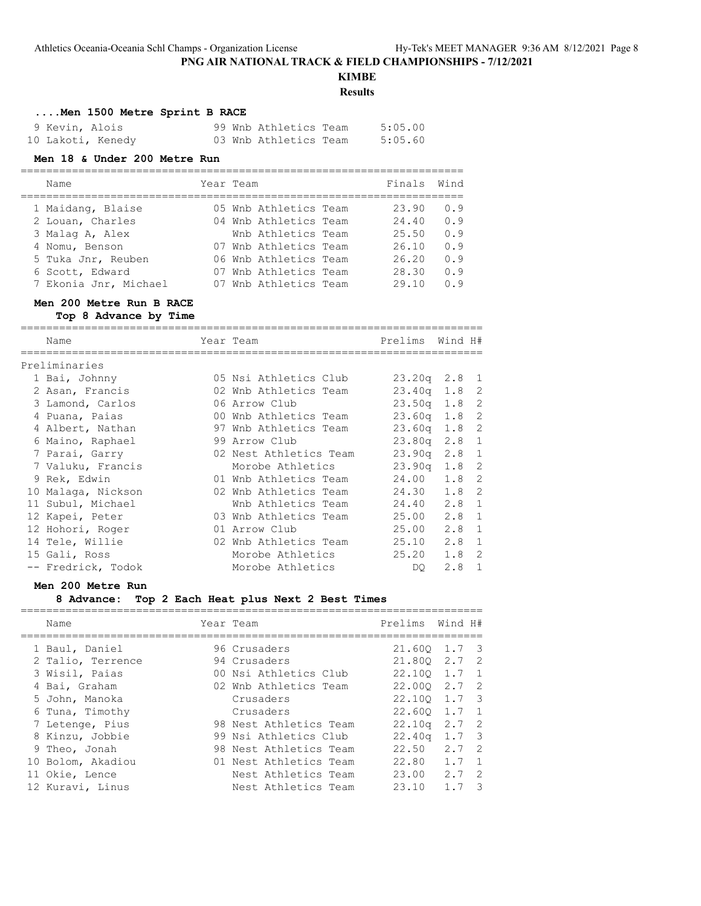## PNG AIR NATIONAL TRACK & FIELD CHAMPIONSHIPS - 7/12/2021

## KIMBE

### Results

#### ....Men 1500 Metre Sprint B RACE

| | Name | Year | Team | Finals |
|---|---|---|---|---|
| 9 | Kevin, Alois | 99 | Wnb Athletics Team | 5:05.00 |
| 10 | Lakoti, Kenedy | 03 | Wnb Athletics Team | 5:05.60 |

#### Men 18 & Under 200 Metre Run

| | Name | Year | Team | Finals | Wind |
|---|---|---|---|---|---|
| 1 | Maidang, Blaise | 05 | Wnb Athletics Team | 23.90 | 0.9 |
| 2 | Louan, Charles | 04 | Wnb Athletics Team | 24.40 | 0.9 |
| 3 | Malag A, Alex | | Wnb Athletics Team | 25.50 | 0.9 |
| 4 | Nomu, Benson | 07 | Wnb Athletics Team | 26.10 | 0.9 |
| 5 | Tuka Jnr, Reuben | 06 | Wnb Athletics Team | 26.20 | 0.9 |
| 6 | Scott, Edward | 07 | Wnb Athletics Team | 28.30 | 0.9 |
| 7 | Ekonia Jnr, Michael | 07 | Wnb Athletics Team | 29.10 | 0.9 |

#### Men 200 Metre Run B RACE

**Top 8 Advance by Time**

| | Name | Year | Team | Prelims | Wind | H# |
|---|---|---|---|---|---|---|
| **Preliminaries** | | | | | | |
| 1 | Bai, Johnny | 05 | Nsi Athletics Club | 23.20q | 2.8 | 1 |
| 2 | Asan, Francis | 02 | Wnb Athletics Team | 23.40q | 1.8 | 2 |
| 3 | Lamond, Carlos | 06 | Arrow Club | 23.50q | 1.8 | 2 |
| 4 | Puana, Paias | 00 | Wnb Athletics Team | 23.60q | 1.8 | 2 |
| 4 | Albert, Nathan | 97 | Wnb Athletics Team | 23.60q | 1.8 | 2 |
| 6 | Maino, Raphael | 99 | Arrow Club | 23.80q | 2.8 | 1 |
| 7 | Parai, Garry | 02 | Nest Athletics Team | 23.90q | 2.8 | 1 |
| 7 | Valuku, Francis | | Morobe Athletics | 23.90q | 1.8 | 2 |
| 9 | Rek, Edwin | 01 | Wnb Athletics Team | 24.00 | 1.8 | 2 |
| 10 | Malaga, Nickson | 02 | Wnb Athletics Team | 24.30 | 1.8 | 2 |
| 11 | Subul, Michael | | Wnb Athletics Team | 24.40 | 2.8 | 1 |
| 12 | Kapei, Peter | 03 | Wnb Athletics Team | 25.00 | 2.8 | 1 |
| 12 | Hohori, Roger | 01 | Arrow Club | 25.00 | 2.8 | 1 |
| 14 | Tele, Willie | 02 | Wnb Athletics Team | 25.10 | 2.8 | 1 |
| 15 | Gali, Ross | | Morobe Athletics | 25.20 | 1.8 | 2 |
| -- | Fredrick, Todok | | Morobe Athletics | DQ | 2.8 | 1 |

#### Men 200 Metre Run

**8 Advance: Top 2 Each Heat plus Next 2 Best Times**

| | Name | Year | Team | Prelims | Wind | H# |
|---|---|---|---|---|---|---|
| 1 | Baul, Daniel | 96 | Crusaders | 21.60Q | 1.7 | 3 |
| 2 | Talio, Terrence | 94 | Crusaders | 21.80Q | 2.7 | 2 |
| 3 | Wisil, Paias | 00 | Nsi Athletics Club | 22.10Q | 1.7 | 1 |
| 4 | Bai, Graham | 02 | Wnb Athletics Team | 22.00Q | 2.7 | 2 |
| 5 | John, Manoka | | Crusaders | 22.10Q | 1.7 | 3 |
| 6 | Tuna, Timothy | | Crusaders | 22.60Q | 1.7 | 1 |
| 7 | Letenge, Pius | 98 | Nest Athletics Team | 22.10q | 2.7 | 2 |
| 8 | Kinzu, Jobbie | 99 | Nsi Athletics Club | 22.40q | 1.7 | 3 |
| 9 | Theo, Jonah | 98 | Nest Athletics Team | 22.50 | 2.7 | 2 |
| 10 | Bolom, Akadiou | 01 | Nest Athletics Team | 22.80 | 1.7 | 1 |
| 11 | Okie, Lence | | Nest Athletics Team | 23.00 | 2.7 | 2 |
| 12 | Kuravi, Linus | | Nest Athletics Team | 23.10 | 1.7 | 3 |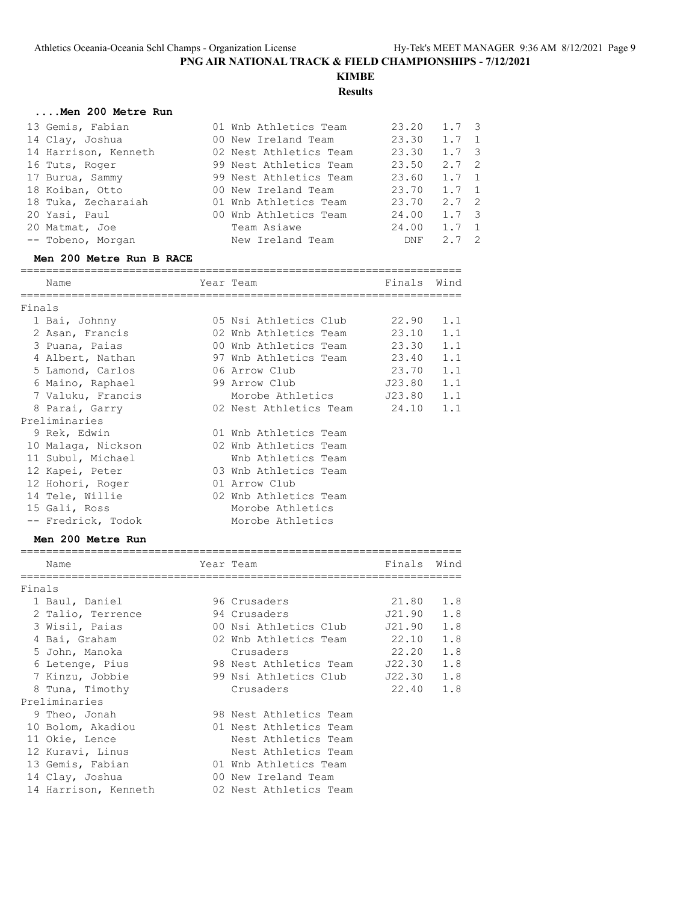## PNG AIR NATIONAL TRACK & FIELD CHAMPIONSHIPS - 7/12/2021

### KIMBE

### Results

#### ....Men 200 Metre Run

| Place | Name | Year | Team | Finals | Wind | Heat |
|---|---|---|---|---|---|---|
| 13 | Gemis, Fabian | 01 | Wnb Athletics Team | 23.20 | 1.7 | 3 |
| 14 | Clay, Joshua | 00 | New Ireland Team | 23.30 | 1.7 | 1 |
| 14 | Harrison, Kenneth | 02 | Nest Athletics Team | 23.30 | 1.7 | 3 |
| 16 | Tuts, Roger | 99 | Nest Athletics Team | 23.50 | 2.7 | 2 |
| 17 | Burua, Sammy | 99 | Nest Athletics Team | 23.60 | 1.7 | 1 |
| 18 | Koiban, Otto | 00 | New Ireland Team | 23.70 | 1.7 | 1 |
| 18 | Tuka, Zecharaiah | 01 | Wnb Athletics Team | 23.70 | 2.7 | 2 |
| 20 | Yasi, Paul | 00 | Wnb Athletics Team | 24.00 | 1.7 | 3 |
| 20 | Matmat, Joe | | Team Asiawe | 24.00 | 1.7 | 1 |
| -- | Tobeno, Morgan | | New Ireland Team | DNF | 2.7 | 2 |

#### Men 200 Metre Run B RACE

| Place | Name | Year | Team | Finals | Wind |
|---|---|---|---|---|---|
| **Finals** | | | | | |
| 1 | Bai, Johnny | 05 | Nsi Athletics Club | 22.90 | 1.1 |
| 2 | Asan, Francis | 02 | Wnb Athletics Team | 23.10 | 1.1 |
| 3 | Puana, Paias | 00 | Wnb Athletics Team | 23.30 | 1.1 |
| 4 | Albert, Nathan | 97 | Wnb Athletics Team | 23.40 | 1.1 |
| 5 | Lamond, Carlos | 06 | Arrow Club | 23.70 | 1.1 |
| 6 | Maino, Raphael | 99 | Arrow Club | J23.80 | 1.1 |
| 7 | Valuku, Francis | | Morobe Athletics | J23.80 | 1.1 |
| 8 | Parai, Garry | 02 | Nest Athletics Team | 24.10 | 1.1 |
| **Preliminaries** | | | | | |
| 9 | Rek, Edwin | 01 | Wnb Athletics Team | | |
| 10 | Malaga, Nickson | 02 | Wnb Athletics Team | | |
| 11 | Subul, Michael | | Wnb Athletics Team | | |
| 12 | Kapei, Peter | 03 | Wnb Athletics Team | | |
| 12 | Hohori, Roger | 01 | Arrow Club | | |
| 14 | Tele, Willie | 02 | Wnb Athletics Team | | |
| 15 | Gali, Ross | | Morobe Athletics | | |
| -- | Fredrick, Todok | | Morobe Athletics | | |

#### Men 200 Metre Run

| Place | Name | Year | Team | Finals | Wind |
|---|---|---|---|---|---|
| **Finals** | | | | | |
| 1 | Baul, Daniel | 96 | Crusaders | 21.80 | 1.8 |
| 2 | Talio, Terrence | 94 | Crusaders | J21.90 | 1.8 |
| 3 | Wisil, Paias | 00 | Nsi Athletics Club | J21.90 | 1.8 |
| 4 | Bai, Graham | 02 | Wnb Athletics Team | 22.10 | 1.8 |
| 5 | John, Manoka | | Crusaders | 22.20 | 1.8 |
| 6 | Letenge, Pius | 98 | Nest Athletics Team | J22.30 | 1.8 |
| 7 | Kinzu, Jobbie | 99 | Nsi Athletics Club | J22.30 | 1.8 |
| 8 | Tuna, Timothy | | Crusaders | 22.40 | 1.8 |
| **Preliminaries** | | | | | |
| 9 | Theo, Jonah | 98 | Nest Athletics Team | | |
| 10 | Bolom, Akadiou | 01 | Nest Athletics Team | | |
| 11 | Okie, Lence | | Nest Athletics Team | | |
| 12 | Kuravi, Linus | | Nest Athletics Team | | |
| 13 | Gemis, Fabian | 01 | Wnb Athletics Team | | |
| 14 | Clay, Joshua | 00 | New Ireland Team | | |
| 14 | Harrison, Kenneth | 02 | Nest Athletics Team | | |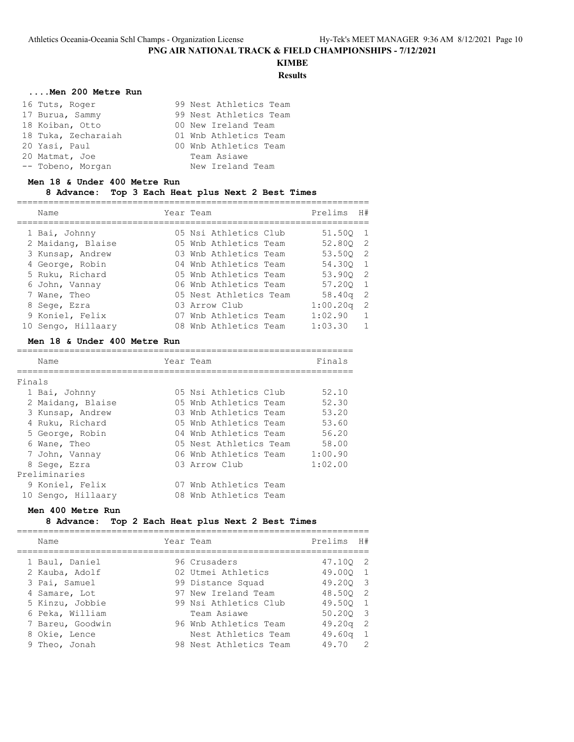# PNG AIR NATIONAL TRACK & FIELD CHAMPIONSHIPS - 7/12/2021

## KIMBE

### Results

#### ....Men 200 Metre Run

| Place | Name | Year | Team |
|---|---|---|---|
| 16 | Tuts, Roger | 99 | Nest Athletics Team |
| 17 | Burua, Sammy | 99 | Nest Athletics Team |
| 18 | Koiban, Otto | 00 | New Ireland Team |
| 18 | Tuka, Zecharaiah | 01 | Wnb Athletics Team |
| 20 | Yasi, Paul | 00 | Wnb Athletics Team |
| 20 | Matmat, Joe | | Team Asiawe |
| -- | Tobeno, Morgan | | New Ireland Team |

#### Men 18 & Under 400 Metre Run

**8 Advance: Top 3 Each Heat plus Next 2 Best Times**

| Place | Name | Year | Team | Prelims | H# |
|---|---|---|---|---|---|
| 1 | Bai, Johnny | 05 | Nsi Athletics Club | 51.50Q | 1 |
| 2 | Maidang, Blaise | 05 | Wnb Athletics Team | 52.80Q | 2 |
| 3 | Kunsap, Andrew | 03 | Wnb Athletics Team | 53.50Q | 2 |
| 4 | George, Robin | 04 | Wnb Athletics Team | 54.30Q | 1 |
| 5 | Ruku, Richard | 05 | Wnb Athletics Team | 53.90Q | 2 |
| 6 | John, Vannay | 06 | Wnb Athletics Team | 57.20Q | 1 |
| 7 | Wane, Theo | 05 | Nest Athletics Team | 58.40q | 2 |
| 8 | Sege, Ezra | 03 | Arrow Club | 1:00.20q | 2 |
| 9 | Koniel, Felix | 07 | Wnb Athletics Team | 1:02.90 | 1 |
| 10 | Sengo, Hillaary | 08 | Wnb Athletics Team | 1:03.30 | 1 |

#### Men 18 & Under 400 Metre Run

| Place | Name | Year | Team | Finals |
|---|---|---|---|---|
| **Finals** | | | | |
| 1 | Bai, Johnny | 05 | Nsi Athletics Club | 52.10 |
| 2 | Maidang, Blaise | 05 | Wnb Athletics Team | 52.30 |
| 3 | Kunsap, Andrew | 03 | Wnb Athletics Team | 53.20 |
| 4 | Ruku, Richard | 05 | Wnb Athletics Team | 53.60 |
| 5 | George, Robin | 04 | Wnb Athletics Team | 56.20 |
| 6 | Wane, Theo | 05 | Nest Athletics Team | 58.00 |
| 7 | John, Vannay | 06 | Wnb Athletics Team | 1:00.90 |
| 8 | Sege, Ezra | 03 | Arrow Club | 1:02.00 |
| **Preliminaries** | | | | |
| 9 | Koniel, Felix | 07 | Wnb Athletics Team | |
| 10 | Sengo, Hillaary | 08 | Wnb Athletics Team | |

#### Men 400 Metre Run

**8 Advance: Top 2 Each Heat plus Next 2 Best Times**

| Place | Name | Year | Team | Prelims | H# |
|---|---|---|---|---|---|
| 1 | Baul, Daniel | 96 | Crusaders | 47.10Q | 2 |
| 2 | Kauba, Adolf | 02 | Utmei Athletics | 49.00Q | 1 |
| 3 | Pai, Samuel | 99 | Distance Squad | 49.20Q | 3 |
| 4 | Samare, Lot | 97 | New Ireland Team | 48.50Q | 2 |
| 5 | Kinzu, Jobbie | 99 | Nsi Athletics Club | 49.50Q | 1 |
| 6 | Peka, William | | Team Asiawe | 50.20Q | 3 |
| 7 | Bareu, Goodwin | 96 | Wnb Athletics Team | 49.20q | 2 |
| 8 | Okie, Lence | | Nest Athletics Team | 49.60q | 1 |
| 9 | Theo, Jonah | 98 | Nest Athletics Team | 49.70 | 2 |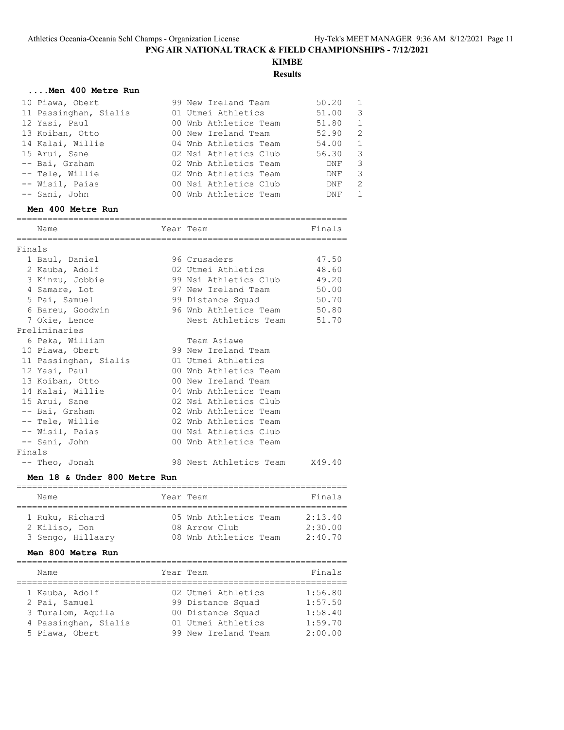# PNG AIR NATIONAL TRACK & FIELD CHAMPIONSHIPS - 7/12/2021

## KIMBE

### Results

### ....Men 400 Metre Run

| Place | Name | Year | Team | Finals | Heat |
|---|---|---|---|---|---|
| 10 | Piawa, Obert | 99 | New Ireland Team | 50.20 | 1 |
| 11 | Passinghan, Sialis | 01 | Utmei Athletics | 51.00 | 3 |
| 12 | Yasi, Paul | 00 | Wnb Athletics Team | 51.80 | 1 |
| 13 | Koiban, Otto | 00 | New Ireland Team | 52.90 | 2 |
| 14 | Kalai, Willie | 04 | Wnb Athletics Team | 54.00 | 1 |
| 15 | Arui, Sane | 02 | Nsi Athletics Club | 56.30 | 3 |
| -- | Bai, Graham | 02 | Wnb Athletics Team | DNF | 3 |
| -- | Tele, Willie | 02 | Wnb Athletics Team | DNF | 3 |
| -- | Wisil, Paias | 00 | Nsi Athletics Club | DNF | 2 |
| -- | Sani, John | 00 | Wnb Athletics Team | DNF | 1 |

### Men 400 Metre Run

| Place | Name | Year | Team | Finals |
|---|---|---|---|---|
| **Finals** | | | | |
| 1 | Baul, Daniel | 96 | Crusaders | 47.50 |
| 2 | Kauba, Adolf | 02 | Utmei Athletics | 48.60 |
| 3 | Kinzu, Jobbie | 99 | Nsi Athletics Club | 49.20 |
| 4 | Samare, Lot | 97 | New Ireland Team | 50.00 |
| 5 | Pai, Samuel | 99 | Distance Squad | 50.70 |
| 6 | Bareu, Goodwin | 96 | Wnb Athletics Team | 50.80 |
| 7 | Okie, Lence | | Nest Athletics Team | 51.70 |
| **Preliminaries** | | | | |
| 6 | Peka, William | | Team Asiawe | |
| 10 | Piawa, Obert | 99 | New Ireland Team | |
| 11 | Passinghan, Sialis | 01 | Utmei Athletics | |
| 12 | Yasi, Paul | 00 | Wnb Athletics Team | |
| 13 | Koiban, Otto | 00 | New Ireland Team | |
| 14 | Kalai, Willie | 04 | Wnb Athletics Team | |
| 15 | Arui, Sane | 02 | Nsi Athletics Club | |
| -- | Bai, Graham | 02 | Wnb Athletics Team | |
| -- | Tele, Willie | 02 | Wnb Athletics Team | |
| -- | Wisil, Paias | 00 | Nsi Athletics Club | |
| -- | Sani, John | 00 | Wnb Athletics Team | |
| **Finals** | | | | |
| -- | Theo, Jonah | 98 | Nest Athletics Team | X49.40 |

### Men 18 & Under 800 Metre Run

| Place | Name | Year | Team | Finals |
|---|---|---|---|---|
| 1 | Ruku, Richard | 05 | Wnb Athletics Team | 2:13.40 |
| 2 | Kiliso, Don | 08 | Arrow Club | 2:30.00 |
| 3 | Sengo, Hillaary | 08 | Wnb Athletics Team | 2:40.70 |

### Men 800 Metre Run

| Place | Name | Year | Team | Finals |
|---|---|---|---|---|
| 1 | Kauba, Adolf | 02 | Utmei Athletics | 1:56.80 |
| 2 | Pai, Samuel | 99 | Distance Squad | 1:57.50 |
| 3 | Turalom, Aquila | 00 | Distance Squad | 1:58.40 |
| 4 | Passinghan, Sialis | 01 | Utmei Athletics | 1:59.70 |
| 5 | Piawa, Obert | 99 | New Ireland Team | 2:00.00 |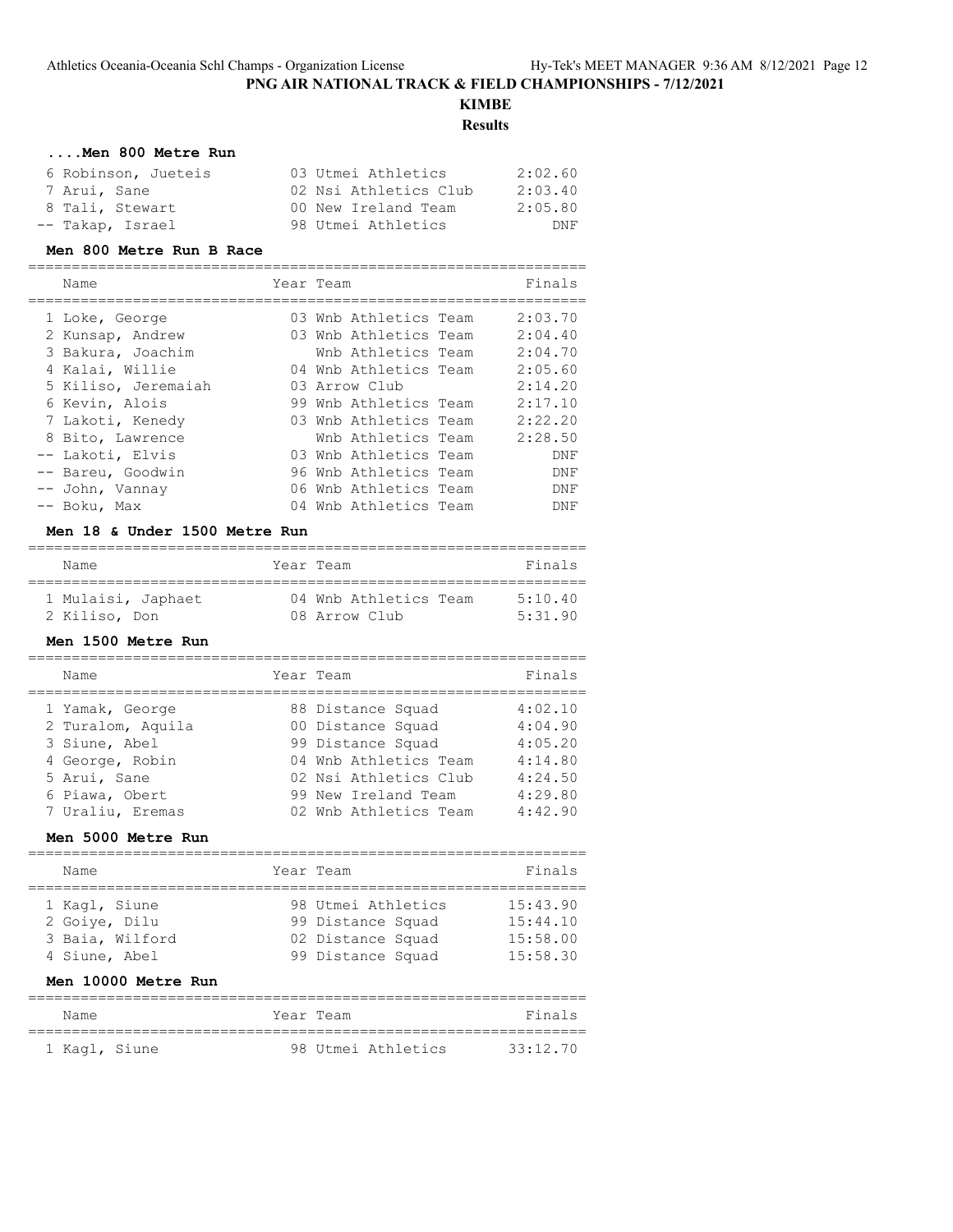# PNG AIR NATIONAL TRACK & FIELD CHAMPIONSHIPS - 7/12/2021

## KIMBE

### Results

#### ....Men 800 Metre Run

| Place | Name | Year | Team | Finals |
|---|---|---|---|---|
| 6 | Robinson, Jueteis | 03 | Utmei Athletics | 2:02.60 |
| 7 | Arui, Sane | 02 | Nsi Athletics Club | 2:03.40 |
| 8 | Tali, Stewart | 00 | New Ireland Team | 2:05.80 |
| -- | Takap, Israel | 98 | Utmei Athletics | DNF |

#### Men 800 Metre Run B Race

| Place | Name | Year | Team | Finals |
|---|---|---|---|---|
| 1 | Loke, George | 03 | Wnb Athletics Team | 2:03.70 |
| 2 | Kunsap, Andrew | 03 | Wnb Athletics Team | 2:04.40 |
| 3 | Bakura, Joachim | | Wnb Athletics Team | 2:04.70 |
| 4 | Kalai, Willie | 04 | Wnb Athletics Team | 2:05.60 |
| 5 | Kiliso, Jeremaiah | 03 | Arrow Club | 2:14.20 |
| 6 | Kevin, Alois | 99 | Wnb Athletics Team | 2:17.10 |
| 7 | Lakoti, Kenedy | 03 | Wnb Athletics Team | 2:22.20 |
| 8 | Bito, Lawrence | | Wnb Athletics Team | 2:28.50 |
| -- | Lakoti, Elvis | 03 | Wnb Athletics Team | DNF |
| -- | Bareu, Goodwin | 96 | Wnb Athletics Team | DNF |
| -- | John, Vannay | 06 | Wnb Athletics Team | DNF |
| -- | Boku, Max | 04 | Wnb Athletics Team | DNF |

#### Men 18 & Under 1500 Metre Run

| Place | Name | Year | Team | Finals |
|---|---|---|---|---|
| 1 | Mulaisi, Japhaet | 04 | Wnb Athletics Team | 5:10.40 |
| 2 | Kiliso, Don | 08 | Arrow Club | 5:31.90 |

#### Men 1500 Metre Run

| Place | Name | Year | Team | Finals |
|---|---|---|---|---|
| 1 | Yamak, George | 88 | Distance Squad | 4:02.10 |
| 2 | Turalom, Aquila | 00 | Distance Squad | 4:04.90 |
| 3 | Siune, Abel | 99 | Distance Squad | 4:05.20 |
| 4 | George, Robin | 04 | Wnb Athletics Team | 4:14.80 |
| 5 | Arui, Sane | 02 | Nsi Athletics Club | 4:24.50 |
| 6 | Piawa, Obert | 99 | New Ireland Team | 4:29.80 |
| 7 | Uraliu, Eremas | 02 | Wnb Athletics Team | 4:42.90 |

#### Men 5000 Metre Run

| Place | Name | Year | Team | Finals |
|---|---|---|---|---|
| 1 | Kagl, Siune | 98 | Utmei Athletics | 15:43.90 |
| 2 | Goiye, Dilu | 99 | Distance Squad | 15:44.10 |
| 3 | Baia, Wilford | 02 | Distance Squad | 15:58.00 |
| 4 | Siune, Abel | 99 | Distance Squad | 15:58.30 |

#### Men 10000 Metre Run

| Place | Name | Year | Team | Finals |
|---|---|---|---|---|
| 1 | Kagl, Siune | 98 | Utmei Athletics | 33:12.70 |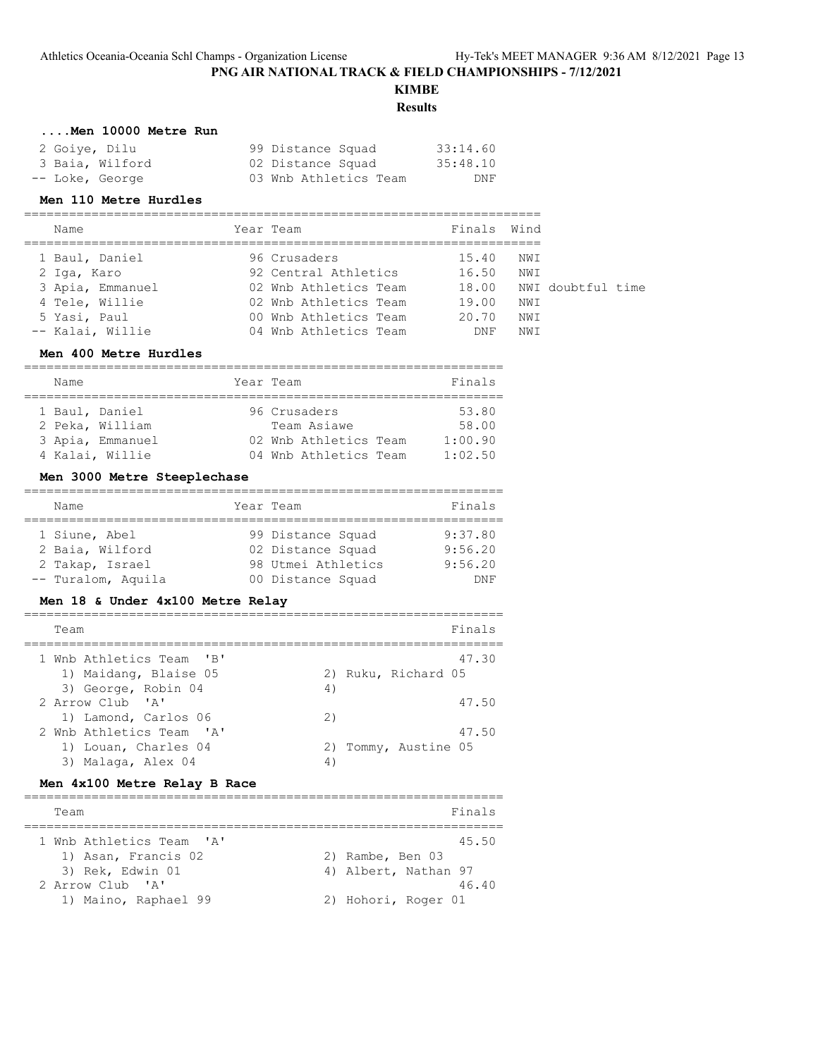# PNG AIR NATIONAL TRACK & FIELD CHAMPIONSHIPS - 7/12/2021

## KIMBE

### Results

#### ....Men 10000 Metre Run

| Place | Name | Year | Team | Finals |
|---|---|---|---|---|
| 2 | Goiye, Dilu | 99 | Distance Squad | 33:14.60 |
| 3 | Baia, Wilford | 02 | Distance Squad | 35:48.10 |
| -- | Loke, George | 03 | Wnb Athletics Team | DNF |

#### Men 110 Metre Hurdles

| Place | Name | Year | Team | Finals | Wind | |
|---|---|---|---|---|---|---|
| 1 | Baul, Daniel | 96 | Crusaders | 15.40 | NWI | |
| 2 | Iga, Karo | 92 | Central Athletics | 16.50 | NWI | |
| 3 | Apia, Emmanuel | 02 | Wnb Athletics Team | 18.00 | NWI | doubtful time |
| 4 | Tele, Willie | 02 | Wnb Athletics Team | 19.00 | NWI | |
| 5 | Yasi, Paul | 00 | Wnb Athletics Team | 20.70 | NWI | |
| -- | Kalai, Willie | 04 | Wnb Athletics Team | DNF | NWI | |

#### Men 400 Metre Hurdles

| Place | Name | Year | Team | Finals |
|---|---|---|---|---|
| 1 | Baul, Daniel | 96 | Crusaders | 53.80 |
| 2 | Peka, William | | Team Asiawe | 58.00 |
| 3 | Apia, Emmanuel | 02 | Wnb Athletics Team | 1:00.90 |
| 4 | Kalai, Willie | 04 | Wnb Athletics Team | 1:02.50 |

#### Men 3000 Metre Steeplechase

| Place | Name | Year | Team | Finals |
|---|---|---|---|---|
| 1 | Siune, Abel | 99 | Distance Squad | 9:37.80 |
| 2 | Baia, Wilford | 02 | Distance Squad | 9:56.20 |
| 2 | Takap, Israel | 98 | Utmei Athletics | 9:56.20 |
| -- | Turalom, Aquila | 00 | Distance Squad | DNF |

#### Men 18 & Under 4x100 Metre Relay

| Place | Team | Finals |
|---|---|---|
| 1 | Wnb Athletics Team 'B' | 47.30 |
| | 1) Maidang, Blaise 05; 2) Ruku, Richard 05; 3) George, Robin 04; 4) | |
| 2 | Arrow Club 'A' | 47.50 |
| | 1) Lamond, Carlos 06; 2) | |
| 2 | Wnb Athletics Team 'A' | 47.50 |
| | 1) Louan, Charles 04; 2) Tommy, Austine 05; 3) Malaga, Alex 04; 4) | |

#### Men 4x100 Metre Relay B Race

| Place | Team | Finals |
|---|---|---|
| 1 | Wnb Athletics Team 'A' | 45.50 |
| | 1) Asan, Francis 02; 2) Rambe, Ben 03; 3) Rek, Edwin 01; 4) Albert, Nathan 97 | |
| 2 | Arrow Club 'A' | 46.40 |
| | 1) Maino, Raphael 99; 2) Hohori, Roger 01 | |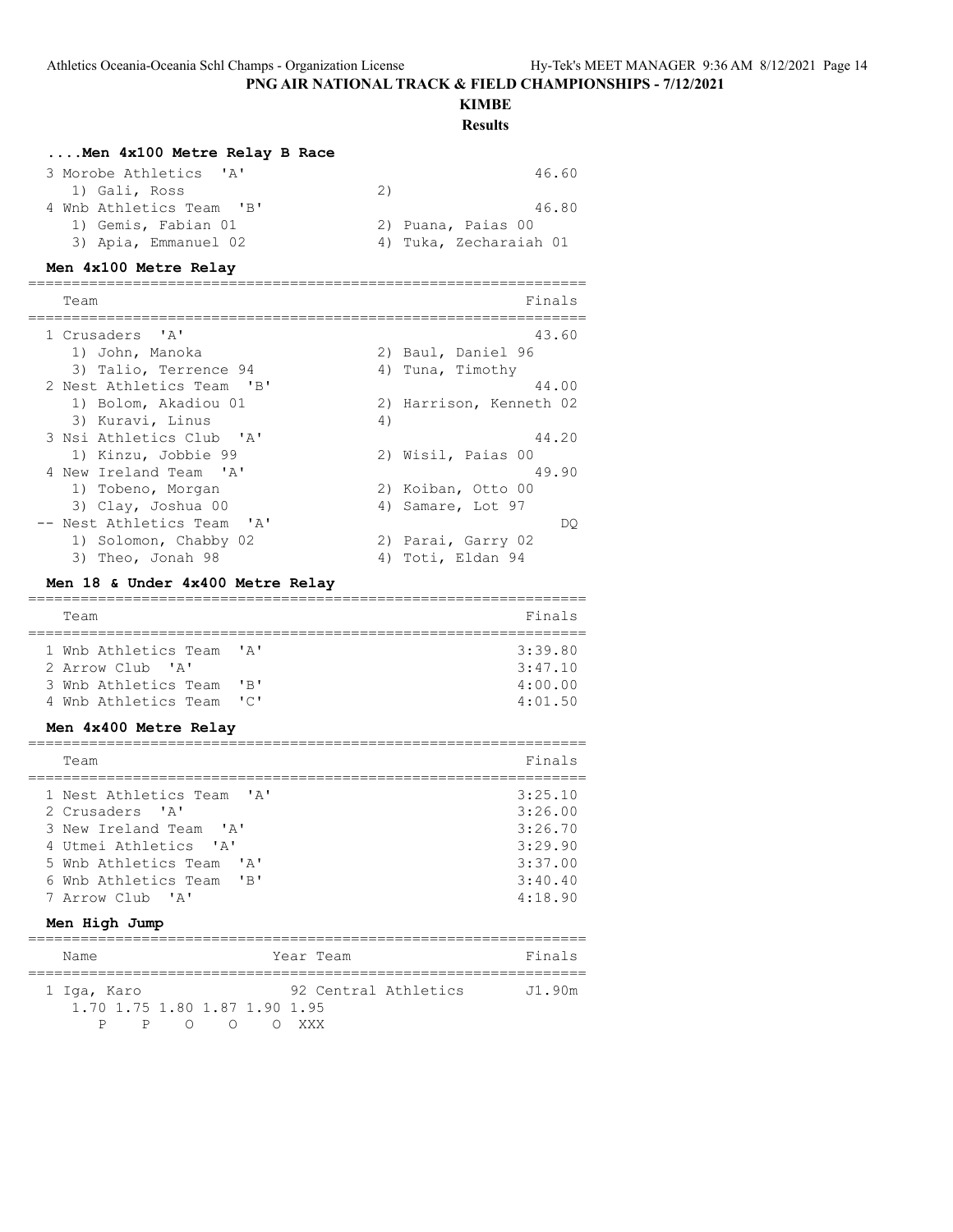## PNG AIR NATIONAL TRACK & FIELD CHAMPIONSHIPS - 7/12/2021

### KIMBE

### Results

#### ....Men 4x100 Metre Relay B Race

```
 3 Morobe Athletics  'A'                                46.60
    1) Gali, Ross                   2)
 4 Wnb Athletics Team  'B'                              46.80
    1) Gemis, Fabian 01             2) Puana, Paias 00
    3) Apia, Emmanuel 02            4) Tuka, Zecharaiah 01
```

#### Men 4x100 Metre Relay

```
================================================================
    Team                                                  Finals
================================================================
  1 Crusaders  'A'                                         43.60
     1) John, Manoka                 2) Baul, Daniel 96
     3) Talio, Terrence 94           4) Tuna, Timothy
  2 Nest Athletics Team  'B'                               44.00
     1) Bolom, Akadiou 01            2) Harrison, Kenneth 02
     3) Kuravi, Linus                4)
  3 Nsi Athletics Club  'A'                                44.20
     1) Kinzu, Jobbie 99             2) Wisil, Paias 00
  4 New Ireland Team  'A'                                  49.90
     1) Tobeno, Morgan               2) Koiban, Otto 00
     3) Clay, Joshua 00              4) Samare, Lot 97
 -- Nest Athletics Team  'A'                                  DQ
     1) Solomon, Chabby 02           2) Parai, Garry 02
     3) Theo, Jonah 98               4) Toti, Eldan 94
```

#### Men 18 & Under 4x400 Metre Relay

```
================================================================
    Team                                                  Finals
================================================================
  1 Wnb Athletics Team  'A'                              3:39.80
  2 Arrow Club  'A'                                      3:47.10
  3 Wnb Athletics Team  'B'                              4:00.00
  4 Wnb Athletics Team  'C'                              4:01.50
```

#### Men 4x400 Metre Relay

```
================================================================
    Team                                                  Finals
================================================================
  1 Nest Athletics Team  'A'                             3:25.10
  2 Crusaders  'A'                                       3:26.00
  3 New Ireland Team  'A'                                3:26.70
  4 Utmei Athletics  'A'                                 3:29.90
  5 Wnb Athletics Team  'A'                              3:37.00
  6 Wnb Athletics Team  'B'                              3:40.40
  7 Arrow Club  'A'                                      4:18.90
```

#### Men High Jump

```
================================================================
    Name                    Year Team                     Finals
================================================================
  1 Iga, Karo                 92 Central Athletics        J1.90m
     1.70 1.75 1.80 1.87 1.90 1.95
        P    P    O    O    O  XXX
```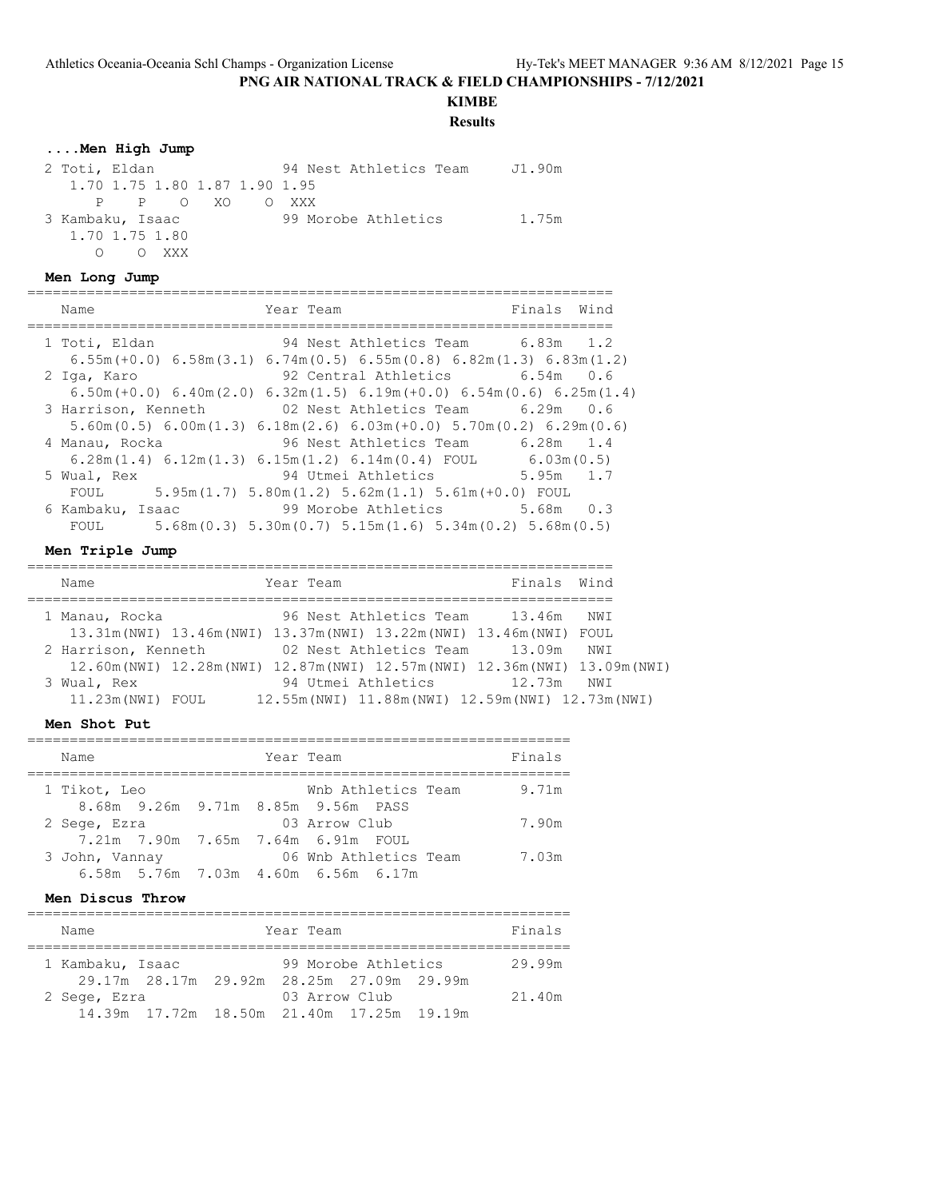# PNG AIR NATIONAL TRACK & FIELD CHAMPIONSHIPS - 7/12/2021

## KIMBE

### Results

#### ....Men High Jump

```
  2 Toti, Eldan                94 Nest Athletics Team     J1.90m
     1.70 1.75 1.80 1.87 1.90 1.95
        P    P    O   XO    O  XXX
  3 Kambaku, Isaac             99 Morobe Athletics         1.75m
     1.70 1.75 1.80
        O    O  XXX
```

#### Men Long Jump

```
=====================================================================
    Name                    Year Team                     Finals  Wind
=====================================================================
  1 Toti, Eldan              94 Nest Athletics Team      6.83m   1.2
     6.55m(+0.0) 6.58m(3.1) 6.74m(0.5) 6.55m(0.8) 6.82m(1.3) 6.83m(1.2)
  2 Iga, Karo                92 Central Athletics        6.54m   0.6
     6.50m(+0.0) 6.40m(2.0) 6.32m(1.5) 6.19m(+0.0) 6.54m(0.6) 6.25m(1.4)
  3 Harrison, Kenneth        02 Nest Athletics Team      6.29m   0.6
     5.60m(0.5) 6.00m(1.3) 6.18m(2.6) 6.03m(+0.0) 5.70m(0.2) 6.29m(0.6)
  4 Manau, Rocka             96 Nest Athletics Team      6.28m   1.4
     6.28m(1.4) 6.12m(1.3) 6.15m(1.2) 6.14m(0.4) FOUL       6.03m(0.5)
  5 Wual, Rex                94 Utmei Athletics          5.95m   1.7
     FOUL       5.95m(1.7) 5.80m(1.2) 5.62m(1.1) 5.61m(+0.0) FOUL
  6 Kambaku, Isaac           99 Morobe Athletics         5.68m   0.3
     FOUL       5.68m(0.3) 5.30m(0.7) 5.15m(1.6) 5.34m(0.2) 5.68m(0.5)
```

#### Men Triple Jump

```
=====================================================================
    Name                    Year Team                     Finals  Wind
=====================================================================
  1 Manau, Rocka             96 Nest Athletics Team     13.46m   NWI
     13.31m(NWI) 13.46m(NWI) 13.37m(NWI) 13.22m(NWI) 13.46m(NWI) FOUL
  2 Harrison, Kenneth        02 Nest Athletics Team     13.09m   NWI
     12.60m(NWI) 12.28m(NWI) 12.87m(NWI) 12.57m(NWI) 12.36m(NWI) 13.09m(NWI)
  3 Wual, Rex                94 Utmei Athletics         12.73m   NWI
     11.23m(NWI) FOUL      12.55m(NWI) 11.88m(NWI) 12.59m(NWI) 12.73m(NWI)
```

#### Men Shot Put

```
================================================================
    Name                    Year Team                     Finals
================================================================
  1 Tikot, Leo                  Wnb Athletics Team        9.71m
     8.68m  9.26m  9.71m  8.85m  9.56m  PASS
  2 Sege, Ezra               03 Arrow Club                7.90m
     7.21m  7.90m  7.65m  7.64m  6.91m  FOUL
  3 John, Vannay             06 Wnb Athletics Team        7.03m
     6.58m  5.76m  7.03m  4.60m  6.56m  6.17m
```

#### Men Discus Throw

```
================================================================
    Name                    Year Team                     Finals
================================================================
  1 Kambaku, Isaac           99 Morobe Athletics         29.99m
     29.17m  28.17m  29.92m  28.25m  27.09m  29.99m
  2 Sege, Ezra               03 Arrow Club               21.40m
     14.39m  17.72m  18.50m  21.40m  17.25m  19.19m
```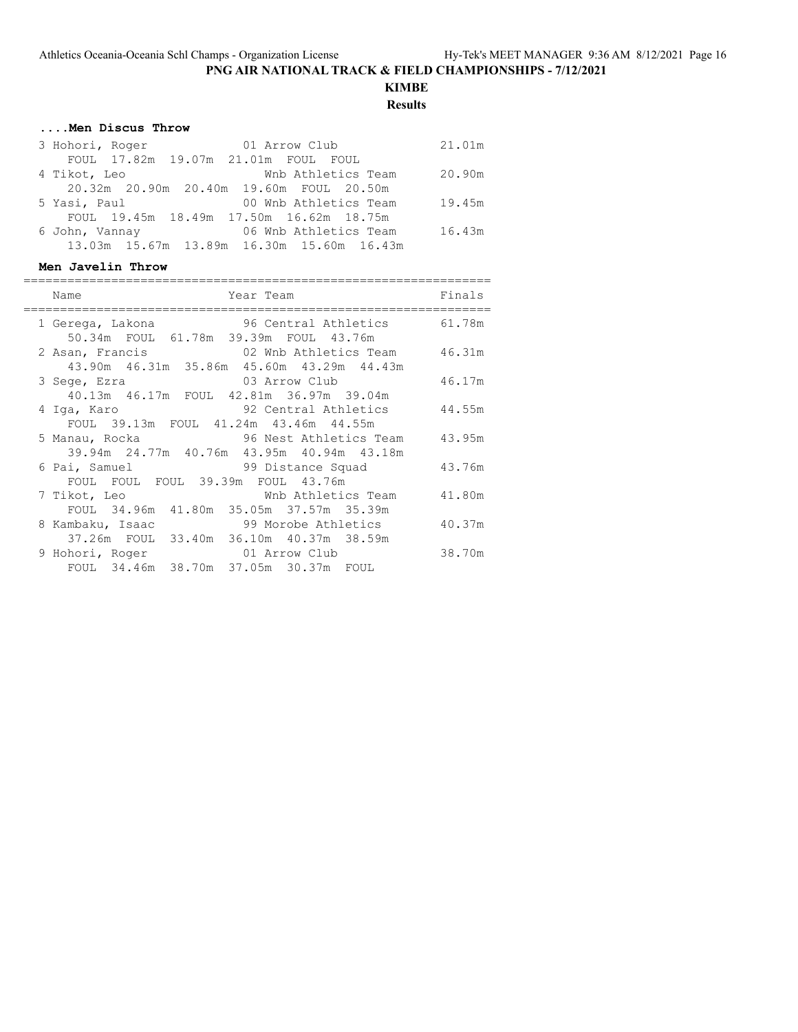## PNG AIR NATIONAL TRACK & FIELD CHAMPIONSHIPS - 7/12/2021

### KIMBE

### Results

#### ....Men Discus Throw

| Place | Name | Year | Team | Finals |
|---|---|---|---|---|
| 3 | Hohori, Roger | 01 | Arrow Club | 21.01m |
| | FOUL 17.82m 19.07m 21.01m FOUL FOUL | | | |
| 4 | Tikot, Leo | | Wnb Athletics Team | 20.90m |
| | 20.32m 20.90m 20.40m 19.60m FOUL 20.50m | | | |
| 5 | Yasi, Paul | 00 | Wnb Athletics Team | 19.45m |
| | FOUL 19.45m 18.49m 17.50m 16.62m 18.75m | | | |
| 6 | John, Vannay | 06 | Wnb Athletics Team | 16.43m |
| | 13.03m 15.67m 13.89m 16.30m 15.60m 16.43m | | | |

#### Men Javelin Throw

| Place | Name | Year | Team | Finals |
|---|---|---|---|---|
| 1 | Gerega, Lakona | 96 | Central Athletics | 61.78m |
| | 50.34m FOUL 61.78m 39.39m FOUL 43.76m | | | |
| 2 | Asan, Francis | 02 | Wnb Athletics Team | 46.31m |
| | 43.90m 46.31m 35.86m 45.60m 43.29m 44.43m | | | |
| 3 | Sege, Ezra | 03 | Arrow Club | 46.17m |
| | 40.13m 46.17m FOUL 42.81m 36.97m 39.04m | | | |
| 4 | Iga, Karo | 92 | Central Athletics | 44.55m |
| | FOUL 39.13m FOUL 41.24m 43.46m 44.55m | | | |
| 5 | Manau, Rocka | 96 | Nest Athletics Team | 43.95m |
| | 39.94m 24.77m 40.76m 43.95m 40.94m 43.18m | | | |
| 6 | Pai, Samuel | 99 | Distance Squad | 43.76m |
| | FOUL FOUL FOUL 39.39m FOUL 43.76m | | | |
| 7 | Tikot, Leo | | Wnb Athletics Team | 41.80m |
| | FOUL 34.96m 41.80m 35.05m 37.57m 35.39m | | | |
| 8 | Kambaku, Isaac | 99 | Morobe Athletics | 40.37m |
| | 37.26m FOUL 33.40m 36.10m 40.37m 38.59m | | | |
| 9 | Hohori, Roger | 01 | Arrow Club | 38.70m |
| | FOUL 34.46m 38.70m 37.05m 30.37m FOUL | | | |